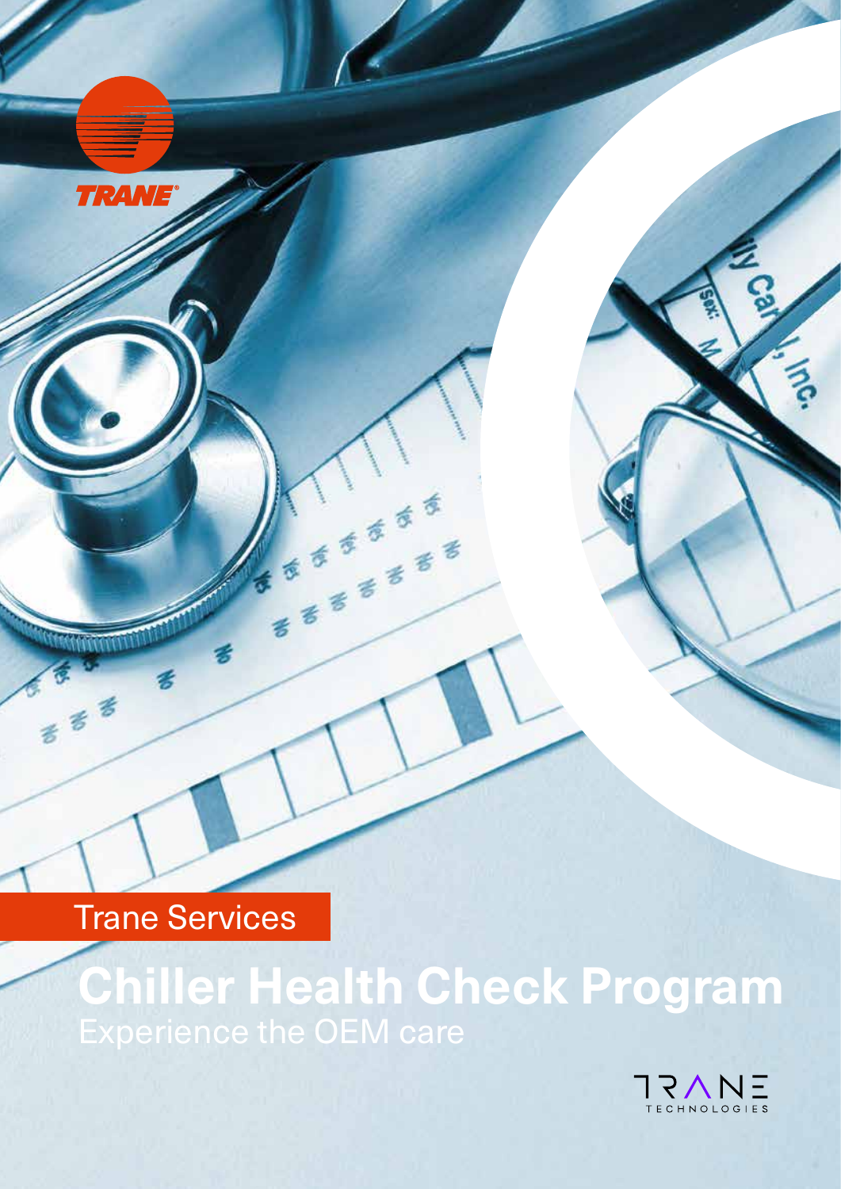TRANE

Trane Services

# Chiller Health Check Program

## Experience the OEM care

TRANE TECHNOLOGIES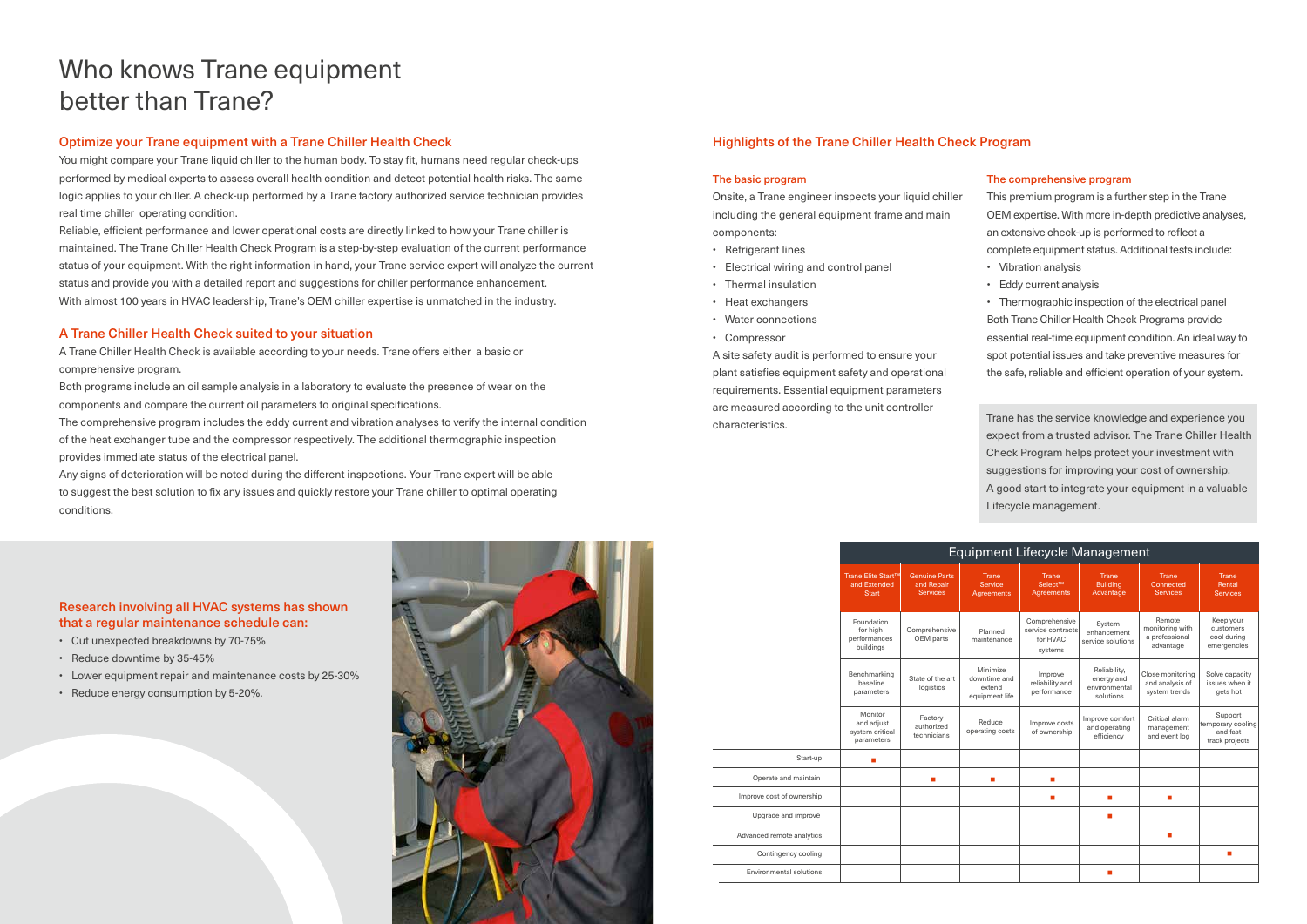# Who knows Trane equipment better than Trane?

## Optimize your Trane equipment with a Trane Chiller Health Check

You might compare your Trane liquid chiller to the human body. To stay fit, humans need regular check-ups performed by medical experts to assess overall health condition and detect potential health risks. The same logic applies to your chiller. A check-up performed by a Trane factory authorized service technician provides real time chiller operating condition.

Reliable, efficient performance and lower operational costs are directly linked to how your Trane chiller is maintained. The Trane Chiller Health Check Program is a step-by-step evaluation of the current performance status of your equipment. With the right information in hand, your Trane service expert will analyze the current status and provide you with a detailed report and suggestions for chiller performance enhancement.

With almost 100 years in HVAC leadership, Trane's OEM chiller expertise is unmatched in the industry.

## A Trane Chiller Health Check suited to your situation

A Trane Chiller Health Check is available according to your needs. Trane offers either a basic or comprehensive program.

Both programs include an oil sample analysis in a laboratory to evaluate the presence of wear on the components and compare the current oil parameters to original specifications.

The comprehensive program includes the eddy current and vibration analyses to verify the internal condition of the heat exchanger tube and the compressor respectively. The additional thermographic inspection provides immediate status of the electrical panel.

Any signs of deterioration will be noted during the different inspections. Your Trane expert will be able to suggest the best solution to fix any issues and quickly restore your Trane chiller to optimal operating conditions.

## Research involving all HVAC systems has shown that a regular maintenance schedule can:

- Cut unexpected breakdowns by 70-75%
- Reduce downtime by 35-45%
- Lower equipment repair and maintenance costs by 25-30%
- Reduce energy consumption by 5-20%.

## Highlights of the Trane Chiller Health Check Program

### The basic program

Onsite, a Trane engineer inspects your liquid chiller including the general equipment frame and main components:

- Refrigerant lines
- Electrical wiring and control panel
- Thermal insulation
- Heat exchangers
- Water connections
- Compressor

A site safety audit is performed to ensure your plant satisfies equipment safety and operational requirements. Essential equipment parameters are measured according to the unit controller characteristics.

### The comprehensive program

This premium program is a further step in the Trane OEM expertise. With more in-depth predictive analyses, an extensive check-up is performed to reflect a complete equipment status. Additional tests include:

- Vibration analysis
- Eddy current analysis
- Thermographic inspection of the electrical panel

Both Trane Chiller Health Check Programs provide essential real-time equipment condition. An ideal way to spot potential issues and take preventive measures for the safe, reliable and efficient operation of your system.

Trane has the service knowledge and experience you expect from a trusted advisor. The Trane Chiller Health Check Program helps protect your investment with suggestions for improving your cost of ownership. A good start to integrate your equipment in a valuable Lifecycle management.

| Equipment Lifecycle Management | | | | | | | |
|---|---|---|---|---|---|---|---|
| | Trane Elite Start™ and Extended Start | Genuine Parts and Repair Services | Trane Service Agreements | Trane Select™ Agreements | Trane Building Advantage | Trane Connected Services | Trane Rental Services |
| | Foundation for high performances buildings | Comprehensive OEM parts | Planned maintenance | Comprehensive service contracts for HVAC systems | System enhancement service solutions | Remote monitoring with a professional advantage | Keep your customers cool during emergencies |
| | Benchmarking baseline parameters | State of the art logistics | Minimize downtime and extend equipment life | Improve reliability and performance | Reliability, energy and environmental solutions | Close monitoring and analysis of system trends | Solve capacity issues when it gets hot |
| | Monitor and adjust system critical parameters | Factory authorized technicians | Reduce operating costs | Improve costs of ownership | Improve comfort and operating efficiency | Critical alarm management and event log | Support temporary cooling and fast track projects |
| Start-up | ■ | | | | | | |
| Operate and maintain | | ■ | ■ | ■ | | | |
| Improve cost of ownership | | | | ■ | ■ | ■ | |
| Upgrade and improve | | | | | ■ | | |
| Advanced remote analytics | | | | | | ■ | |
| Contingency cooling | | | | | | | ■ |
| Environmental solutions | | | | | ■ | | |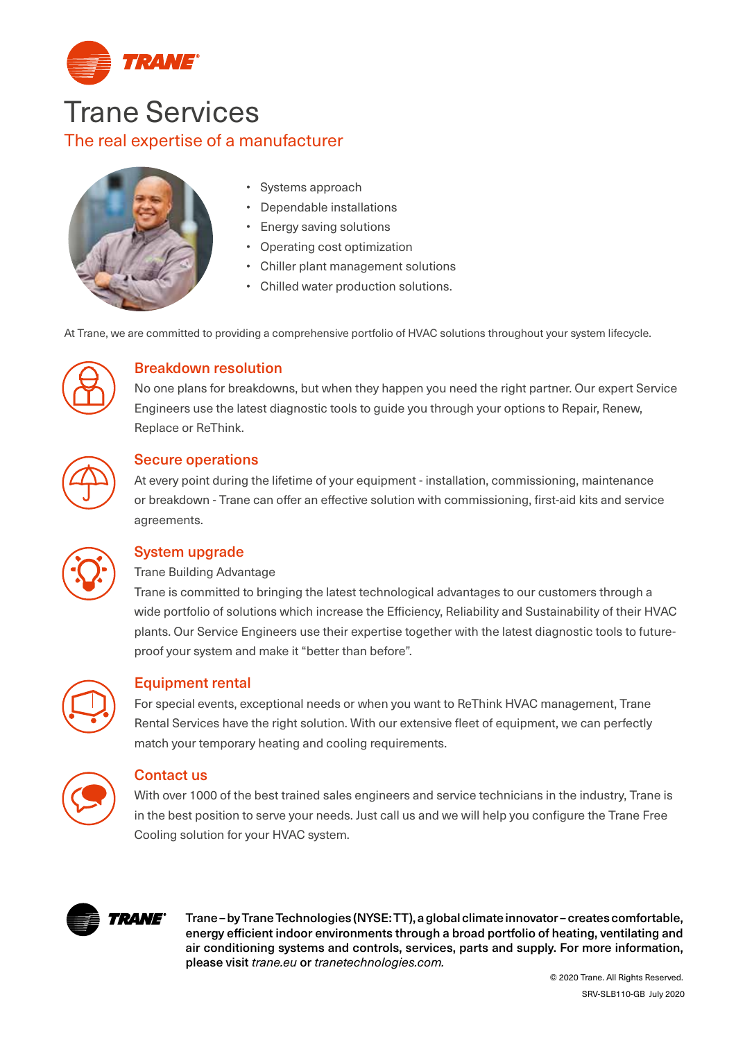# Trane Services

## The real expertise of a manufacturer

- Systems approach
- Dependable installations
- Energy saving solutions
- Operating cost optimization
- Chiller plant management solutions
- Chilled water production solutions.

At Trane, we are committed to providing a comprehensive portfolio of HVAC solutions throughout your system lifecycle.

### Breakdown resolution

No one plans for breakdowns, but when they happen you need the right partner. Our expert Service Engineers use the latest diagnostic tools to guide you through your options to Repair, Renew, Replace or ReThink.

### Secure operations

At every point during the lifetime of your equipment - installation, commissioning, maintenance or breakdown - Trane can offer an effective solution with commissioning, first-aid kits and service agreements.

### System upgrade

Trane Building Advantage

Trane is committed to bringing the latest technological advantages to our customers through a wide portfolio of solutions which increase the Efficiency, Reliability and Sustainability of their HVAC plants. Our Service Engineers use their expertise together with the latest diagnostic tools to future-proof your system and make it "better than before".

### Equipment rental

For special events, exceptional needs or when you want to ReThink HVAC management, Trane Rental Services have the right solution. With our extensive fleet of equipment, we can perfectly match your temporary heating and cooling requirements.

### Contact us

With over 1000 of the best trained sales engineers and service technicians in the industry, Trane is in the best position to serve your needs. Just call us and we will help you configure the Trane Free Cooling solution for your HVAC system.

**Trane – by Trane Technologies (NYSE: TT), a global climate innovator – creates comfortable, energy efficient indoor environments through a broad portfolio of heating, ventilating and air conditioning systems and controls, services, parts and supply. For more information, please visit** *trane.eu* **or** *tranetechnologies.com.*

© 2020 Trane. All Rights Reserved.

SRV-SLB110-GB July 2020